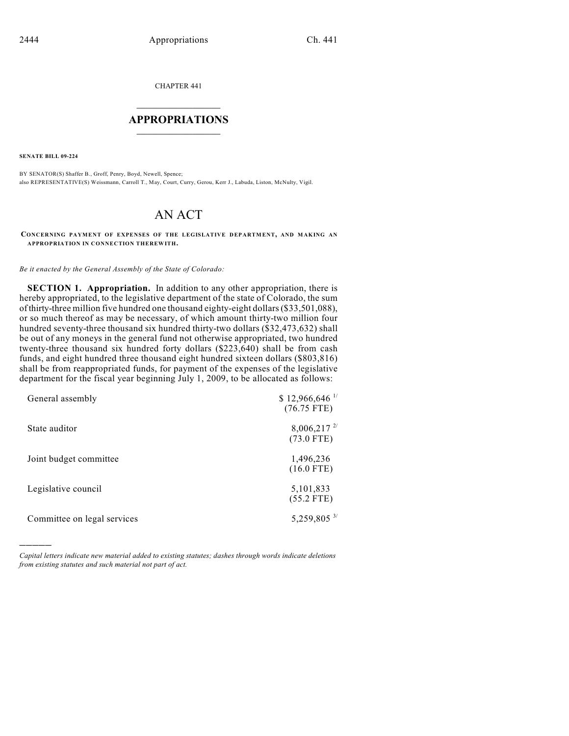CHAPTER 441

## APPROPRIATIONS

**SENATE BILL 09-224**

BY SENATOR(S) Shaffer B., Groff, Penry, Boyd, Newell, Spence;
also REPRESENTATIVE(S) Weissmann, Carroll T., May, Court, Curry, Gerou, Kerr J., Labuda, Liston, McNulty, Vigil.

# AN ACT

**CONCERNING PAYMENT OF EXPENSES OF THE LEGISLATIVE DEPARTMENT, AND MAKING AN APPROPRIATION IN CONNECTION THEREWITH.**

*Be it enacted by the General Assembly of the State of Colorado:*

**SECTION 1. Appropriation.** In addition to any other appropriation, there is hereby appropriated, to the legislative department of the state of Colorado, the sum of thirty-three million five hundred one thousand eighty-eight dollars ($33,501,088), or so much thereof as may be necessary, of which amount thirty-two million four hundred seventy-three thousand six hundred thirty-two dollars ($32,473,632) shall be out of any moneys in the general fund not otherwise appropriated, two hundred twenty-three thousand six hundred forty dollars ($223,640) shall be from cash funds, and eight hundred three thousand eight hundred sixteen dollars ($803,816) shall be from reappropriated funds, for payment of the expenses of the legislative department for the fiscal year beginning July 1, 2009, to be allocated as follows:

| | |
|---|---|
| General assembly | $ 12,966,646 [1/] (76.75 FTE) |
| State auditor | 8,006,217 [2/] (73.0 FTE) |
| Joint budget committee | 1,496,236 (16.0 FTE) |
| Legislative council | 5,101,833 (55.2 FTE) |
| Committee on legal services | 5,259,805 [3/] |

*Capital letters indicate new material added to existing statutes; dashes through words indicate deletions from existing statutes and such material not part of act.*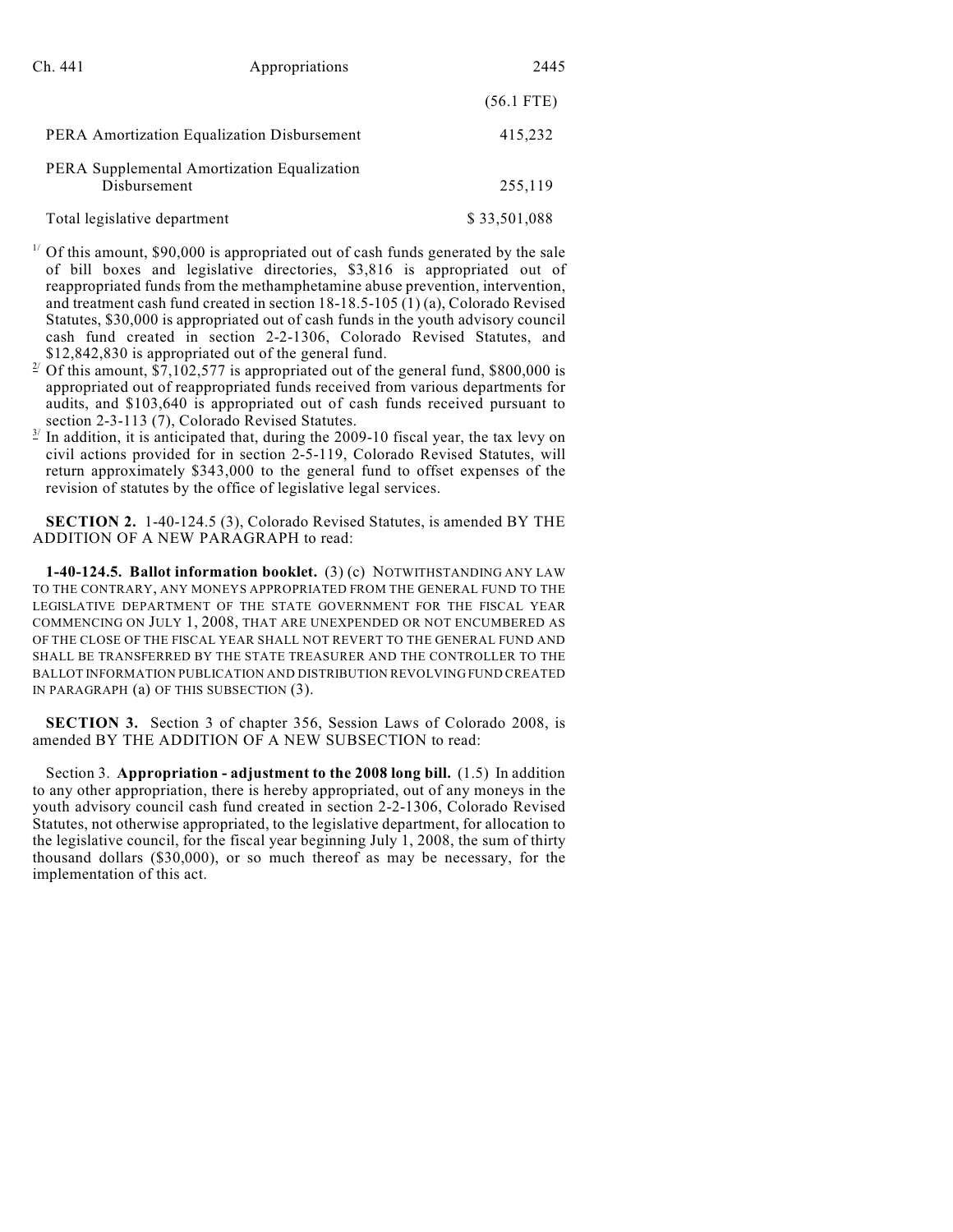| | |
|---|---|
| | (56.1 FTE) |
| PERA Amortization Equalization Disbursement | 415,232 |
| PERA Supplemental Amortization Equalization Disbursement | 255,119 |
| Total legislative department | $ 33,501,088 |

[1] Of this amount, $90,000 is appropriated out of cash funds generated by the sale of bill boxes and legislative directories, $3,816 is appropriated out of reappropriated funds from the methamphetamine abuse prevention, intervention, and treatment cash fund created in section 18-18.5-105 (1) (a), Colorado Revised Statutes, $30,000 is appropriated out of cash funds in the youth advisory council cash fund created in section 2-2-1306, Colorado Revised Statutes, and $12,842,830 is appropriated out of the general fund.

[2] Of this amount, $7,102,577 is appropriated out of the general fund, $800,000 is appropriated out of reappropriated funds received from various departments for audits, and $103,640 is appropriated out of cash funds received pursuant to section 2-3-113 (7), Colorado Revised Statutes.

[3] In addition, it is anticipated that, during the 2009-10 fiscal year, the tax levy on civil actions provided for in section 2-5-119, Colorado Revised Statutes, will return approximately $343,000 to the general fund to offset expenses of the revision of statutes by the office of legislative legal services.

**SECTION 2.** 1-40-124.5 (3), Colorado Revised Statutes, is amended BY THE ADDITION OF A NEW PARAGRAPH to read:

**1-40-124.5. Ballot information booklet.** (3) (c) NOTWITHSTANDING ANY LAW TO THE CONTRARY, ANY MONEYS APPROPRIATED FROM THE GENERAL FUND TO THE LEGISLATIVE DEPARTMENT OF THE STATE GOVERNMENT FOR THE FISCAL YEAR COMMENCING ON JULY 1, 2008, THAT ARE UNEXPENDED OR NOT ENCUMBERED AS OF THE CLOSE OF THE FISCAL YEAR SHALL NOT REVERT TO THE GENERAL FUND AND SHALL BE TRANSFERRED BY THE STATE TREASURER AND THE CONTROLLER TO THE BALLOT INFORMATION PUBLICATION AND DISTRIBUTION REVOLVING FUND CREATED IN PARAGRAPH (a) OF THIS SUBSECTION (3).

**SECTION 3.** Section 3 of chapter 356, Session Laws of Colorado 2008, is amended BY THE ADDITION OF A NEW SUBSECTION to read:

Section 3. **Appropriation - adjustment to the 2008 long bill.** (1.5) In addition to any other appropriation, there is hereby appropriated, out of any moneys in the youth advisory council cash fund created in section 2-2-1306, Colorado Revised Statutes, not otherwise appropriated, to the legislative department, for allocation to the legislative council, for the fiscal year beginning July 1, 2008, the sum of thirty thousand dollars ($30,000), or so much thereof as may be necessary, for the implementation of this act.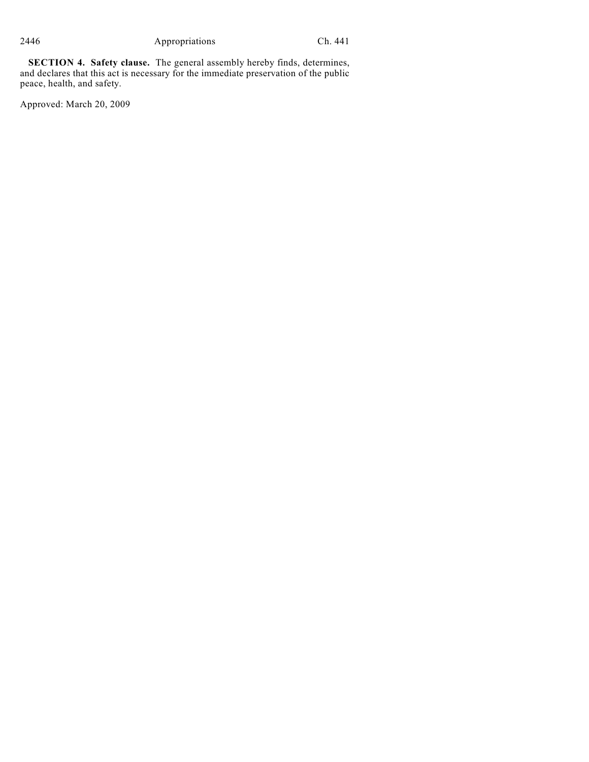**SECTION 4. Safety clause.** The general assembly hereby finds, determines, and declares that this act is necessary for the immediate preservation of the public peace, health, and safety.

Approved: March 20, 2009